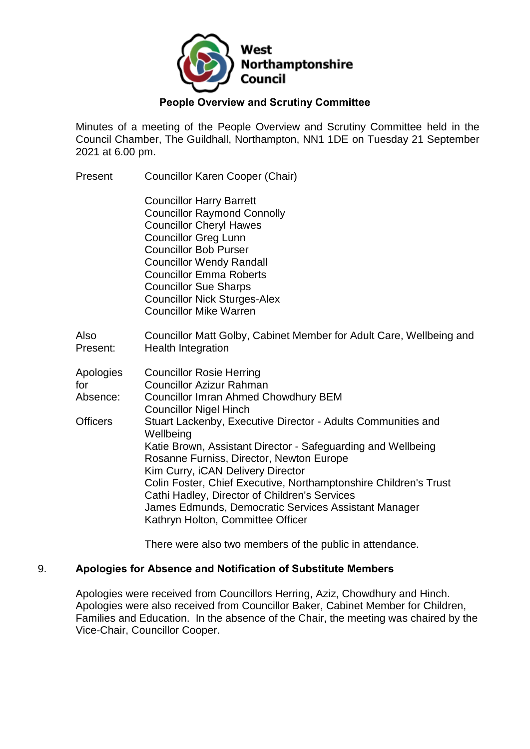West Northamptonshire Council

## People Overview and Scrutiny Committee

Minutes of a meeting of the People Overview and Scrutiny Committee held in the Council Chamber, The Guildhall, Northampton, NN1 1DE on Tuesday 21 September 2021 at 6.00 pm.

| | |
|---|---|
| Present | Councillor Karen Cooper (Chair)<br><br>Councillor Harry Barrett<br>Councillor Raymond Connolly<br>Councillor Cheryl Hawes<br>Councillor Greg Lunn<br>Councillor Bob Purser<br>Councillor Wendy Randall<br>Councillor Emma Roberts<br>Councillor Sue Sharps<br>Councillor Nick Sturges-Alex<br>Councillor Mike Warren |
| Also Present: | Councillor Matt Golby, Cabinet Member for Adult Care, Wellbeing and Health Integration |
| Apologies for Absence: | Councillor Rosie Herring<br>Councillor Azizur Rahman<br>Councillor Imran Ahmed Chowdhury BEM<br>Councillor Nigel Hinch |
| Officers | Stuart Lackenby, Executive Director - Adults Communities and Wellbeing<br>Katie Brown, Assistant Director - Safeguarding and Wellbeing<br>Rosanne Furniss, Director, Newton Europe<br>Kim Curry, iCAN Delivery Director<br>Colin Foster, Chief Executive, Northamptonshire Children's Trust<br>Cathi Hadley, Director of Children's Services<br>James Edmunds, Democratic Services Assistant Manager<br>Kathryn Holton, Committee Officer |

There were also two members of the public in attendance.

### 9. Apologies for Absence and Notification of Substitute Members

Apologies were received from Councillors Herring, Aziz, Chowdhury and Hinch. Apologies were also received from Councillor Baker, Cabinet Member for Children, Families and Education. In the absence of the Chair, the meeting was chaired by the Vice-Chair, Councillor Cooper.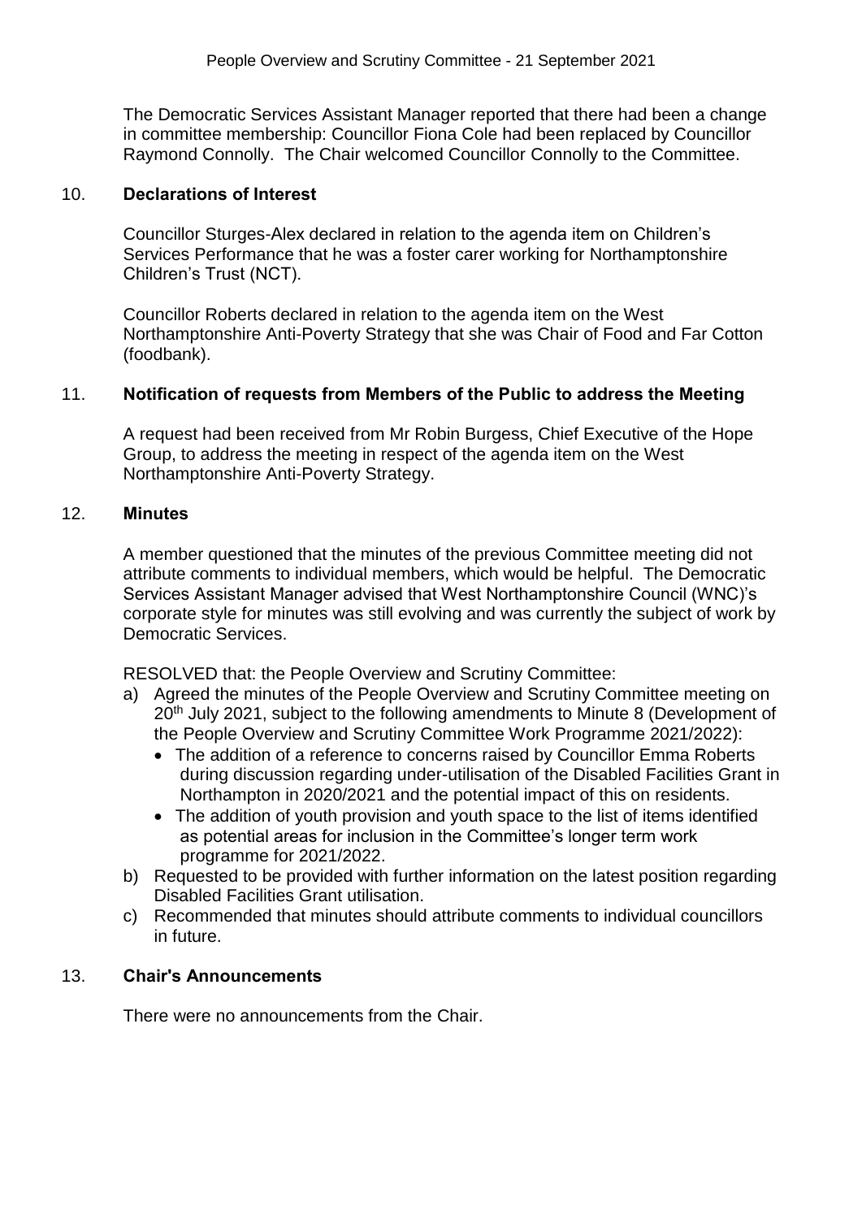The Democratic Services Assistant Manager reported that there had been a change in committee membership: Councillor Fiona Cole had been replaced by Councillor Raymond Connolly. The Chair welcomed Councillor Connolly to the Committee.

## 10. **Declarations of Interest**

Councillor Sturges-Alex declared in relation to the agenda item on Children's Services Performance that he was a foster carer working for Northamptonshire Children's Trust (NCT).

Councillor Roberts declared in relation to the agenda item on the West Northamptonshire Anti-Poverty Strategy that she was Chair of Food and Far Cotton (foodbank).

## 11. **Notification of requests from Members of the Public to address the Meeting**

A request had been received from Mr Robin Burgess, Chief Executive of the Hope Group, to address the meeting in respect of the agenda item on the West Northamptonshire Anti-Poverty Strategy.

## 12. **Minutes**

A member questioned that the minutes of the previous Committee meeting did not attribute comments to individual members, which would be helpful. The Democratic Services Assistant Manager advised that West Northamptonshire Council (WNC)'s corporate style for minutes was still evolving and was currently the subject of work by Democratic Services.

RESOLVED that: the People Overview and Scrutiny Committee:

a) Agreed the minutes of the People Overview and Scrutiny Committee meeting on 20th July 2021, subject to the following amendments to Minute 8 (Development of the People Overview and Scrutiny Committee Work Programme 2021/2022):
   - The addition of a reference to concerns raised by Councillor Emma Roberts during discussion regarding under-utilisation of the Disabled Facilities Grant in Northampton in 2020/2021 and the potential impact of this on residents.
   - The addition of youth provision and youth space to the list of items identified as potential areas for inclusion in the Committee's longer term work programme for 2021/2022.

b) Requested to be provided with further information on the latest position regarding Disabled Facilities Grant utilisation.

c) Recommended that minutes should attribute comments to individual councillors in future.

## 13. **Chair's Announcements**

There were no announcements from the Chair.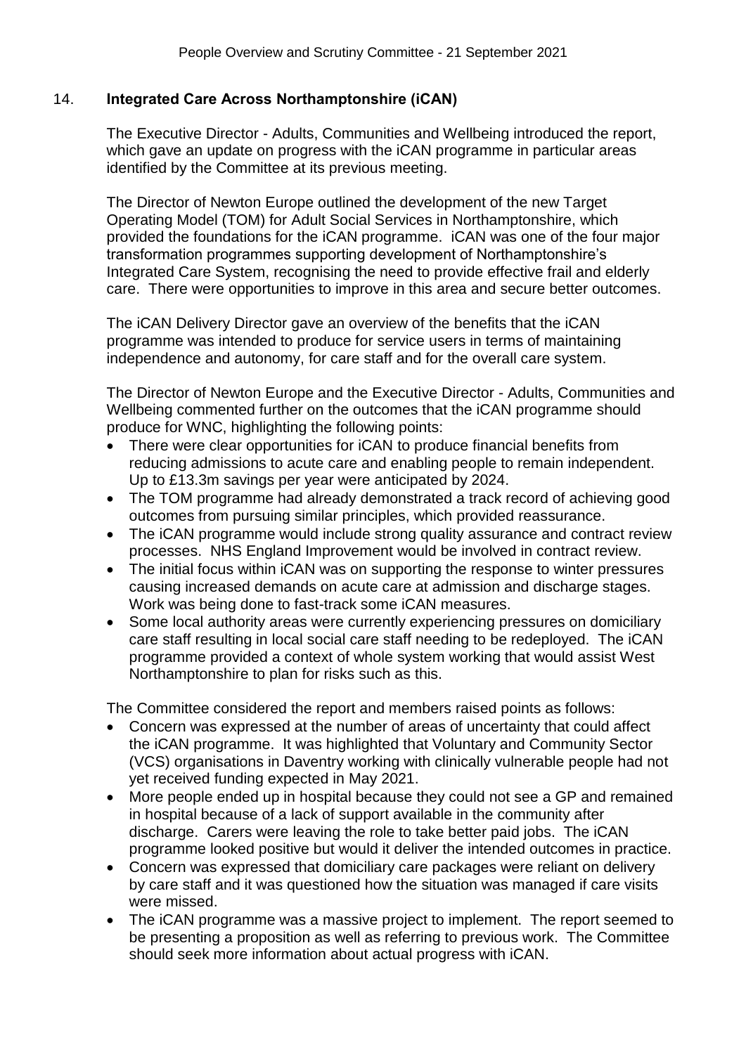## 14. **Integrated Care Across Northamptonshire (iCAN)**

The Executive Director - Adults, Communities and Wellbeing introduced the report, which gave an update on progress with the iCAN programme in particular areas identified by the Committee at its previous meeting.

The Director of Newton Europe outlined the development of the new Target Operating Model (TOM) for Adult Social Services in Northamptonshire, which provided the foundations for the iCAN programme. iCAN was one of the four major transformation programmes supporting development of Northamptonshire's Integrated Care System, recognising the need to provide effective frail and elderly care. There were opportunities to improve in this area and secure better outcomes.

The iCAN Delivery Director gave an overview of the benefits that the iCAN programme was intended to produce for service users in terms of maintaining independence and autonomy, for care staff and for the overall care system.

The Director of Newton Europe and the Executive Director - Adults, Communities and Wellbeing commented further on the outcomes that the iCAN programme should produce for WNC, highlighting the following points:

- There were clear opportunities for iCAN to produce financial benefits from reducing admissions to acute care and enabling people to remain independent. Up to £13.3m savings per year were anticipated by 2024.
- The TOM programme had already demonstrated a track record of achieving good outcomes from pursuing similar principles, which provided reassurance.
- The iCAN programme would include strong quality assurance and contract review processes. NHS England Improvement would be involved in contract review.
- The initial focus within iCAN was on supporting the response to winter pressures causing increased demands on acute care at admission and discharge stages. Work was being done to fast-track some iCAN measures.
- Some local authority areas were currently experiencing pressures on domiciliary care staff resulting in local social care staff needing to be redeployed. The iCAN programme provided a context of whole system working that would assist West Northamptonshire to plan for risks such as this.

The Committee considered the report and members raised points as follows:

- Concern was expressed at the number of areas of uncertainty that could affect the iCAN programme. It was highlighted that Voluntary and Community Sector (VCS) organisations in Daventry working with clinically vulnerable people had not yet received funding expected in May 2021.
- More people ended up in hospital because they could not see a GP and remained in hospital because of a lack of support available in the community after discharge. Carers were leaving the role to take better paid jobs. The iCAN programme looked positive but would it deliver the intended outcomes in practice.
- Concern was expressed that domiciliary care packages were reliant on delivery by care staff and it was questioned how the situation was managed if care visits were missed.
- The iCAN programme was a massive project to implement. The report seemed to be presenting a proposition as well as referring to previous work. The Committee should seek more information about actual progress with iCAN.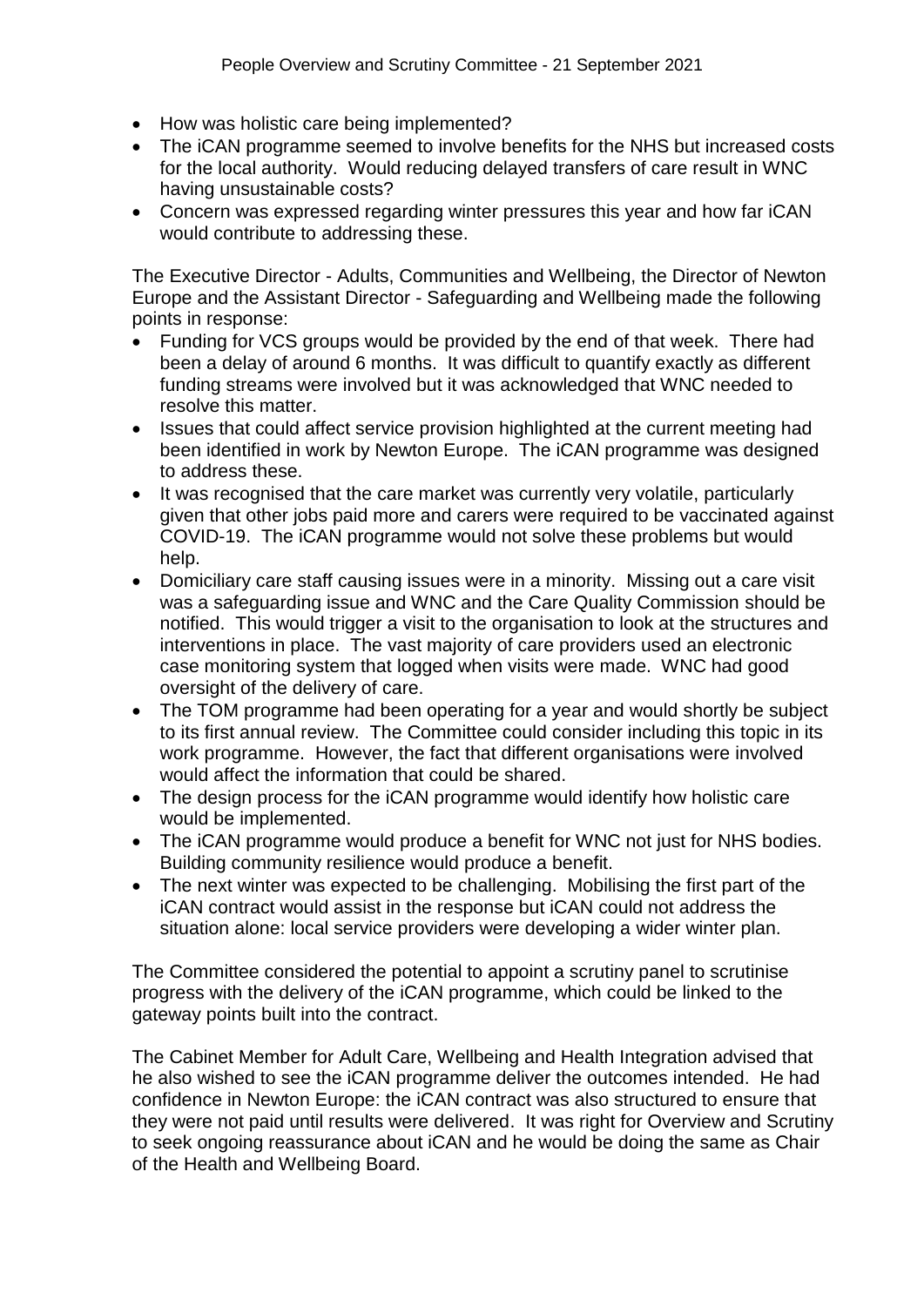- How was holistic care being implemented?
- The iCAN programme seemed to involve benefits for the NHS but increased costs for the local authority. Would reducing delayed transfers of care result in WNC having unsustainable costs?
- Concern was expressed regarding winter pressures this year and how far iCAN would contribute to addressing these.

The Executive Director - Adults, Communities and Wellbeing, the Director of Newton Europe and the Assistant Director - Safeguarding and Wellbeing made the following points in response:

- Funding for VCS groups would be provided by the end of that week. There had been a delay of around 6 months. It was difficult to quantify exactly as different funding streams were involved but it was acknowledged that WNC needed to resolve this matter.
- Issues that could affect service provision highlighted at the current meeting had been identified in work by Newton Europe. The iCAN programme was designed to address these.
- It was recognised that the care market was currently very volatile, particularly given that other jobs paid more and carers were required to be vaccinated against COVID-19. The iCAN programme would not solve these problems but would help.
- Domiciliary care staff causing issues were in a minority. Missing out a care visit was a safeguarding issue and WNC and the Care Quality Commission should be notified. This would trigger a visit to the organisation to look at the structures and interventions in place. The vast majority of care providers used an electronic case monitoring system that logged when visits were made. WNC had good oversight of the delivery of care.
- The TOM programme had been operating for a year and would shortly be subject to its first annual review. The Committee could consider including this topic in its work programme. However, the fact that different organisations were involved would affect the information that could be shared.
- The design process for the iCAN programme would identify how holistic care would be implemented.
- The iCAN programme would produce a benefit for WNC not just for NHS bodies. Building community resilience would produce a benefit.
- The next winter was expected to be challenging. Mobilising the first part of the iCAN contract would assist in the response but iCAN could not address the situation alone: local service providers were developing a wider winter plan.

The Committee considered the potential to appoint a scrutiny panel to scrutinise progress with the delivery of the iCAN programme, which could be linked to the gateway points built into the contract.

The Cabinet Member for Adult Care, Wellbeing and Health Integration advised that he also wished to see the iCAN programme deliver the outcomes intended. He had confidence in Newton Europe: the iCAN contract was also structured to ensure that they were not paid until results were delivered. It was right for Overview and Scrutiny to seek ongoing reassurance about iCAN and he would be doing the same as Chair of the Health and Wellbeing Board.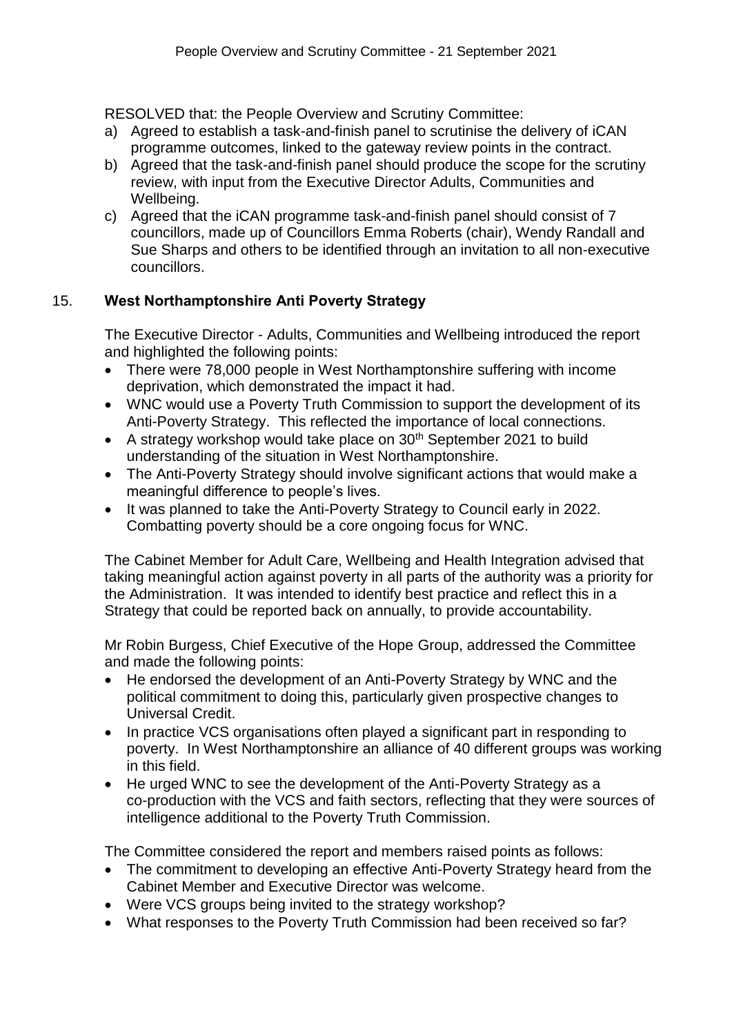RESOLVED that: the People Overview and Scrutiny Committee:

a) Agreed to establish a task-and-finish panel to scrutinise the delivery of iCAN programme outcomes, linked to the gateway review points in the contract.
b) Agreed that the task-and-finish panel should produce the scope for the scrutiny review, with input from the Executive Director Adults, Communities and Wellbeing.
c) Agreed that the iCAN programme task-and-finish panel should consist of 7 councillors, made up of Councillors Emma Roberts (chair), Wendy Randall and Sue Sharps and others to be identified through an invitation to all non-executive councillors.

## 15. West Northamptonshire Anti Poverty Strategy

The Executive Director - Adults, Communities and Wellbeing introduced the report and highlighted the following points:

- There were 78,000 people in West Northamptonshire suffering with income deprivation, which demonstrated the impact it had.
- WNC would use a Poverty Truth Commission to support the development of its Anti-Poverty Strategy. This reflected the importance of local connections.
- A strategy workshop would take place on 30th September 2021 to build understanding of the situation in West Northamptonshire.
- The Anti-Poverty Strategy should involve significant actions that would make a meaningful difference to people's lives.
- It was planned to take the Anti-Poverty Strategy to Council early in 2022. Combatting poverty should be a core ongoing focus for WNC.

The Cabinet Member for Adult Care, Wellbeing and Health Integration advised that taking meaningful action against poverty in all parts of the authority was a priority for the Administration. It was intended to identify best practice and reflect this in a Strategy that could be reported back on annually, to provide accountability.

Mr Robin Burgess, Chief Executive of the Hope Group, addressed the Committee and made the following points:

- He endorsed the development of an Anti-Poverty Strategy by WNC and the political commitment to doing this, particularly given prospective changes to Universal Credit.
- In practice VCS organisations often played a significant part in responding to poverty. In West Northamptonshire an alliance of 40 different groups was working in this field.
- He urged WNC to see the development of the Anti-Poverty Strategy as a co-production with the VCS and faith sectors, reflecting that they were sources of intelligence additional to the Poverty Truth Commission.

The Committee considered the report and members raised points as follows:

- The commitment to developing an effective Anti-Poverty Strategy heard from the Cabinet Member and Executive Director was welcome.
- Were VCS groups being invited to the strategy workshop?
- What responses to the Poverty Truth Commission had been received so far?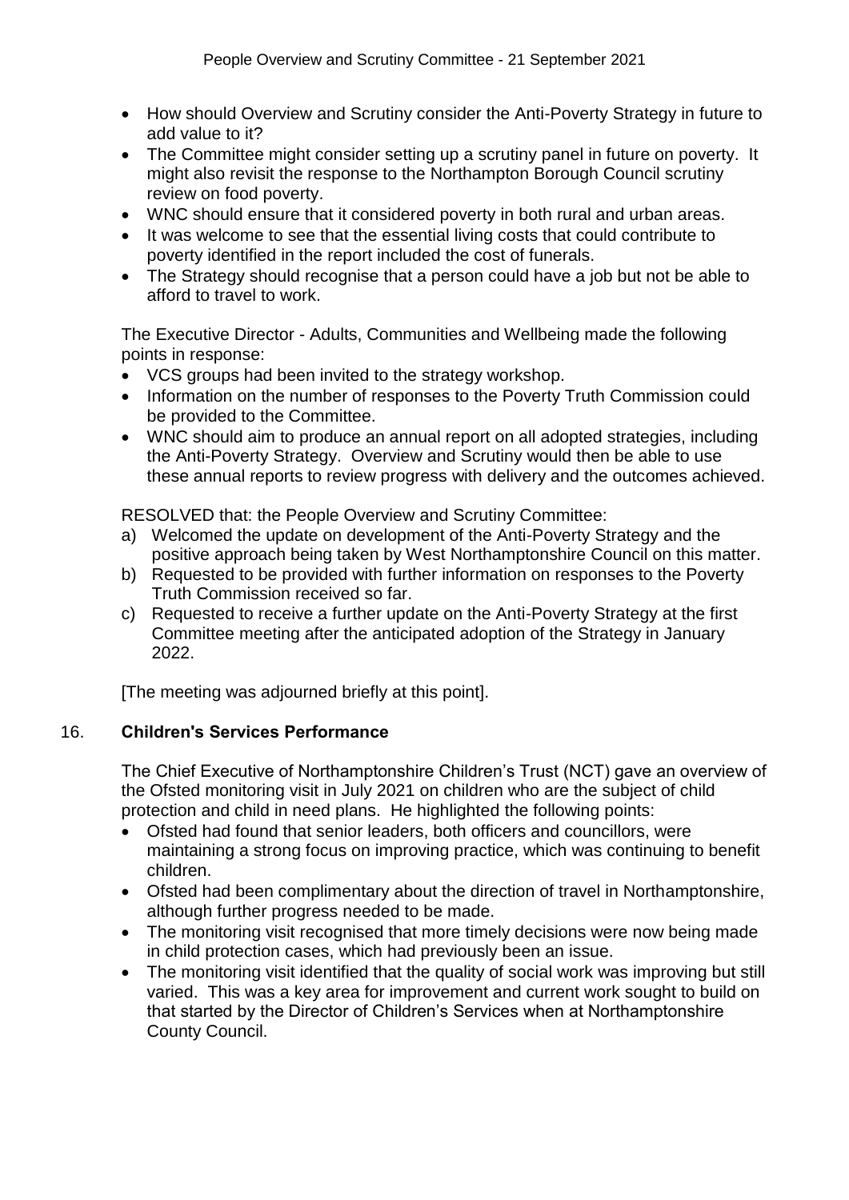- How should Overview and Scrutiny consider the Anti-Poverty Strategy in future to add value to it?
- The Committee might consider setting up a scrutiny panel in future on poverty. It might also revisit the response to the Northampton Borough Council scrutiny review on food poverty.
- WNC should ensure that it considered poverty in both rural and urban areas.
- It was welcome to see that the essential living costs that could contribute to poverty identified in the report included the cost of funerals.
- The Strategy should recognise that a person could have a job but not be able to afford to travel to work.

The Executive Director - Adults, Communities and Wellbeing made the following points in response:

- VCS groups had been invited to the strategy workshop.
- Information on the number of responses to the Poverty Truth Commission could be provided to the Committee.
- WNC should aim to produce an annual report on all adopted strategies, including the Anti-Poverty Strategy. Overview and Scrutiny would then be able to use these annual reports to review progress with delivery and the outcomes achieved.

RESOLVED that: the People Overview and Scrutiny Committee:

a) Welcomed the update on development of the Anti-Poverty Strategy and the positive approach being taken by West Northamptonshire Council on this matter.
b) Requested to be provided with further information on responses to the Poverty Truth Commission received so far.
c) Requested to receive a further update on the Anti-Poverty Strategy at the first Committee meeting after the anticipated adoption of the Strategy in January 2022.

[The meeting was adjourned briefly at this point].

## 16. Children's Services Performance

The Chief Executive of Northamptonshire Children's Trust (NCT) gave an overview of the Ofsted monitoring visit in July 2021 on children who are the subject of child protection and child in need plans. He highlighted the following points:

- Ofsted had found that senior leaders, both officers and councillors, were maintaining a strong focus on improving practice, which was continuing to benefit children.
- Ofsted had been complimentary about the direction of travel in Northamptonshire, although further progress needed to be made.
- The monitoring visit recognised that more timely decisions were now being made in child protection cases, which had previously been an issue.
- The monitoring visit identified that the quality of social work was improving but still varied. This was a key area for improvement and current work sought to build on that started by the Director of Children's Services when at Northamptonshire County Council.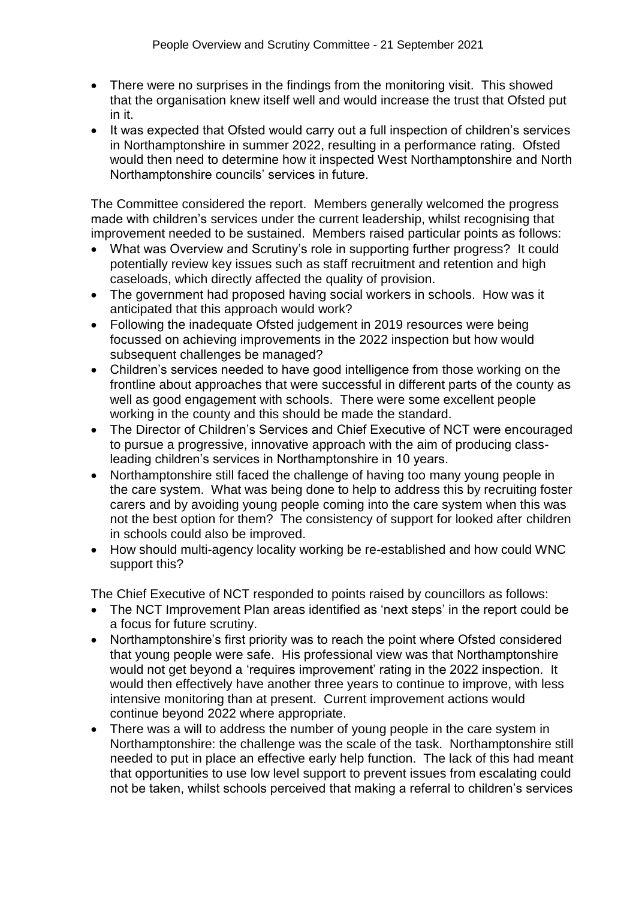- There were no surprises in the findings from the monitoring visit. This showed that the organisation knew itself well and would increase the trust that Ofsted put in it.
- It was expected that Ofsted would carry out a full inspection of children's services in Northamptonshire in summer 2022, resulting in a performance rating. Ofsted would then need to determine how it inspected West Northamptonshire and North Northamptonshire councils' services in future.

The Committee considered the report. Members generally welcomed the progress made with children's services under the current leadership, whilst recognising that improvement needed to be sustained. Members raised particular points as follows:

- What was Overview and Scrutiny's role in supporting further progress? It could potentially review key issues such as staff recruitment and retention and high caseloads, which directly affected the quality of provision.
- The government had proposed having social workers in schools. How was it anticipated that this approach would work?
- Following the inadequate Ofsted judgement in 2019 resources were being focussed on achieving improvements in the 2022 inspection but how would subsequent challenges be managed?
- Children's services needed to have good intelligence from those working on the frontline about approaches that were successful in different parts of the county as well as good engagement with schools. There were some excellent people working in the county and this should be made the standard.
- The Director of Children's Services and Chief Executive of NCT were encouraged to pursue a progressive, innovative approach with the aim of producing class-leading children's services in Northamptonshire in 10 years.
- Northamptonshire still faced the challenge of having too many young people in the care system. What was being done to help to address this by recruiting foster carers and by avoiding young people coming into the care system when this was not the best option for them? The consistency of support for looked after children in schools could also be improved.
- How should multi-agency locality working be re-established and how could WNC support this?

The Chief Executive of NCT responded to points raised by councillors as follows:

- The NCT Improvement Plan areas identified as 'next steps' in the report could be a focus for future scrutiny.
- Northamptonshire's first priority was to reach the point where Ofsted considered that young people were safe. His professional view was that Northamptonshire would not get beyond a 'requires improvement' rating in the 2022 inspection. It would then effectively have another three years to continue to improve, with less intensive monitoring than at present. Current improvement actions would continue beyond 2022 where appropriate.
- There was a will to address the number of young people in the care system in Northamptonshire: the challenge was the scale of the task. Northamptonshire still needed to put in place an effective early help function. The lack of this had meant that opportunities to use low level support to prevent issues from escalating could not be taken, whilst schools perceived that making a referral to children's services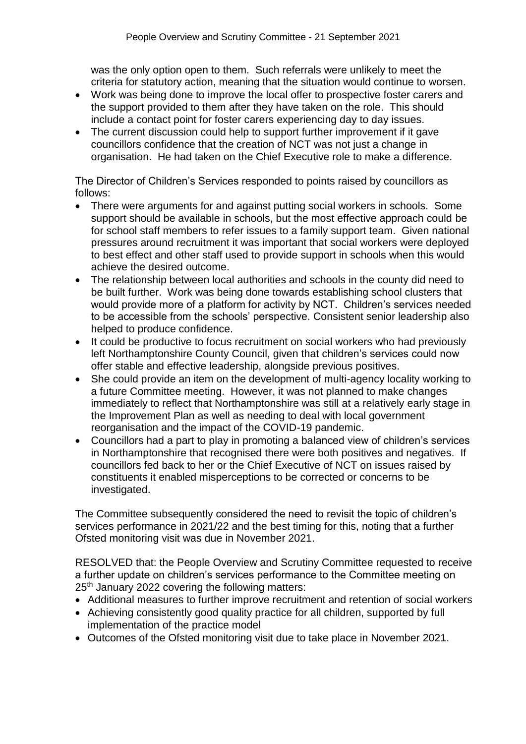was the only option open to them. Such referrals were unlikely to meet the criteria for statutory action, meaning that the situation would continue to worsen.

- Work was being done to improve the local offer to prospective foster carers and the support provided to them after they have taken on the role. This should include a contact point for foster carers experiencing day to day issues.
- The current discussion could help to support further improvement if it gave councillors confidence that the creation of NCT was not just a change in organisation. He had taken on the Chief Executive role to make a difference.

The Director of Children's Services responded to points raised by councillors as follows:

- There were arguments for and against putting social workers in schools. Some support should be available in schools, but the most effective approach could be for school staff members to refer issues to a family support team. Given national pressures around recruitment it was important that social workers were deployed to best effect and other staff used to provide support in schools when this would achieve the desired outcome.
- The relationship between local authorities and schools in the county did need to be built further. Work was being done towards establishing school clusters that would provide more of a platform for activity by NCT. Children's services needed to be accessible from the schools' perspective. Consistent senior leadership also helped to produce confidence.
- It could be productive to focus recruitment on social workers who had previously left Northamptonshire County Council, given that children's services could now offer stable and effective leadership, alongside previous positives.
- She could provide an item on the development of multi-agency locality working to a future Committee meeting. However, it was not planned to make changes immediately to reflect that Northamptonshire was still at a relatively early stage in the Improvement Plan as well as needing to deal with local government reorganisation and the impact of the COVID-19 pandemic.
- Councillors had a part to play in promoting a balanced view of children's services in Northamptonshire that recognised there were both positives and negatives. If councillors fed back to her or the Chief Executive of NCT on issues raised by constituents it enabled misperceptions to be corrected or concerns to be investigated.

The Committee subsequently considered the need to revisit the topic of children's services performance in 2021/22 and the best timing for this, noting that a further Ofsted monitoring visit was due in November 2021.

RESOLVED that: the People Overview and Scrutiny Committee requested to receive a further update on children's services performance to the Committee meeting on 25th January 2022 covering the following matters:

- Additional measures to further improve recruitment and retention of social workers
- Achieving consistently good quality practice for all children, supported by full implementation of the practice model
- Outcomes of the Ofsted monitoring visit due to take place in November 2021.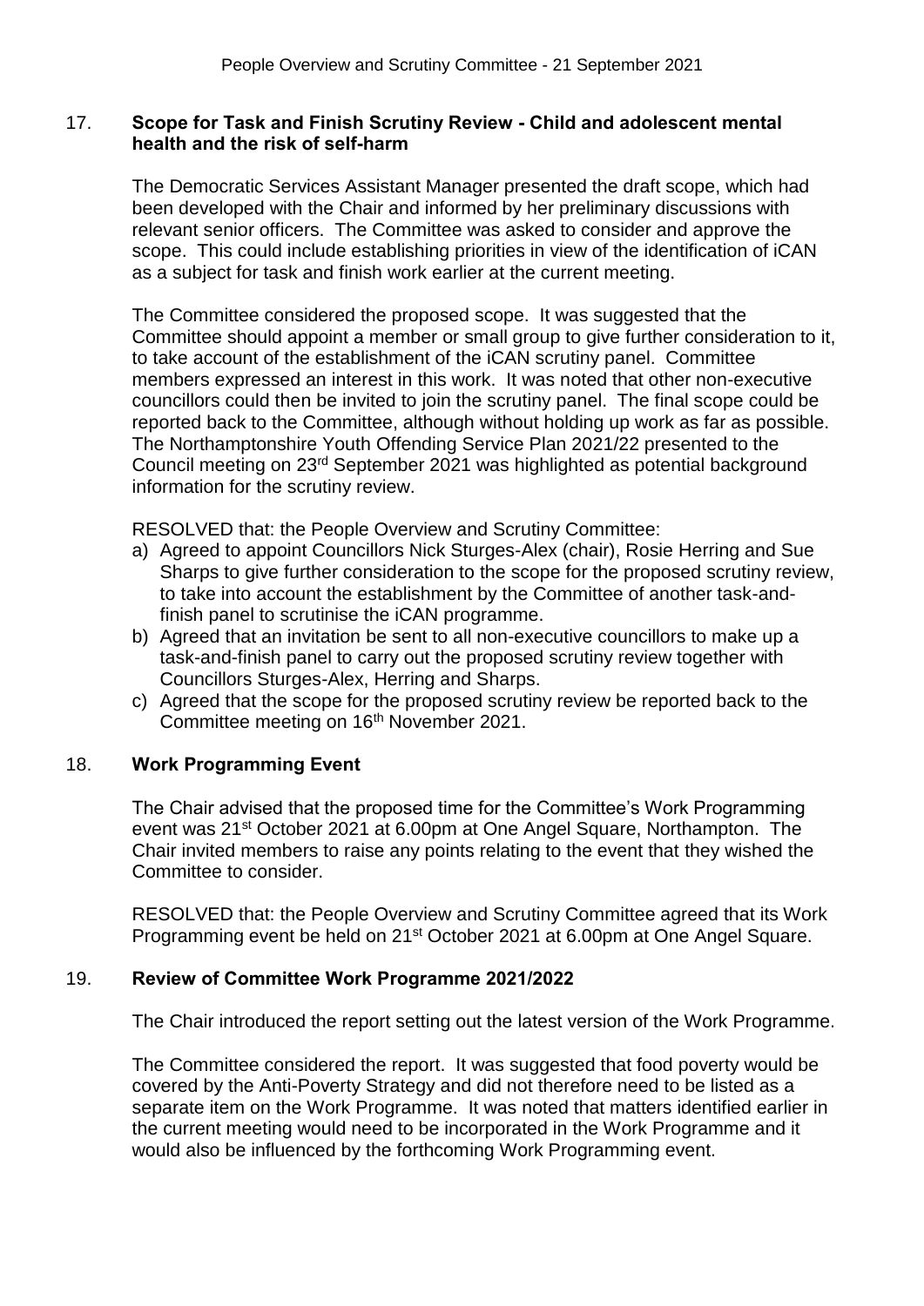## 17. Scope for Task and Finish Scrutiny Review - Child and adolescent mental health and the risk of self-harm

The Democratic Services Assistant Manager presented the draft scope, which had been developed with the Chair and informed by her preliminary discussions with relevant senior officers. The Committee was asked to consider and approve the scope. This could include establishing priorities in view of the identification of iCAN as a subject for task and finish work earlier at the current meeting.

The Committee considered the proposed scope. It was suggested that the Committee should appoint a member or small group to give further consideration to it, to take account of the establishment of the iCAN scrutiny panel. Committee members expressed an interest in this work. It was noted that other non-executive councillors could then be invited to join the scrutiny panel. The final scope could be reported back to the Committee, although without holding up work as far as possible. The Northamptonshire Youth Offending Service Plan 2021/22 presented to the Council meeting on 23rd September 2021 was highlighted as potential background information for the scrutiny review.

RESOLVED that: the People Overview and Scrutiny Committee:

a) Agreed to appoint Councillors Nick Sturges-Alex (chair), Rosie Herring and Sue Sharps to give further consideration to the scope for the proposed scrutiny review, to take into account the establishment by the Committee of another task-and-finish panel to scrutinise the iCAN programme.
b) Agreed that an invitation be sent to all non-executive councillors to make up a task-and-finish panel to carry out the proposed scrutiny review together with Councillors Sturges-Alex, Herring and Sharps.
c) Agreed that the scope for the proposed scrutiny review be reported back to the Committee meeting on 16th November 2021.

## 18. Work Programming Event

The Chair advised that the proposed time for the Committee's Work Programming event was 21st October 2021 at 6.00pm at One Angel Square, Northampton. The Chair invited members to raise any points relating to the event that they wished the Committee to consider.

RESOLVED that: the People Overview and Scrutiny Committee agreed that its Work Programming event be held on 21st October 2021 at 6.00pm at One Angel Square.

## 19. Review of Committee Work Programme 2021/2022

The Chair introduced the report setting out the latest version of the Work Programme.

The Committee considered the report. It was suggested that food poverty would be covered by the Anti-Poverty Strategy and did not therefore need to be listed as a separate item on the Work Programme. It was noted that matters identified earlier in the current meeting would need to be incorporated in the Work Programme and it would also be influenced by the forthcoming Work Programming event.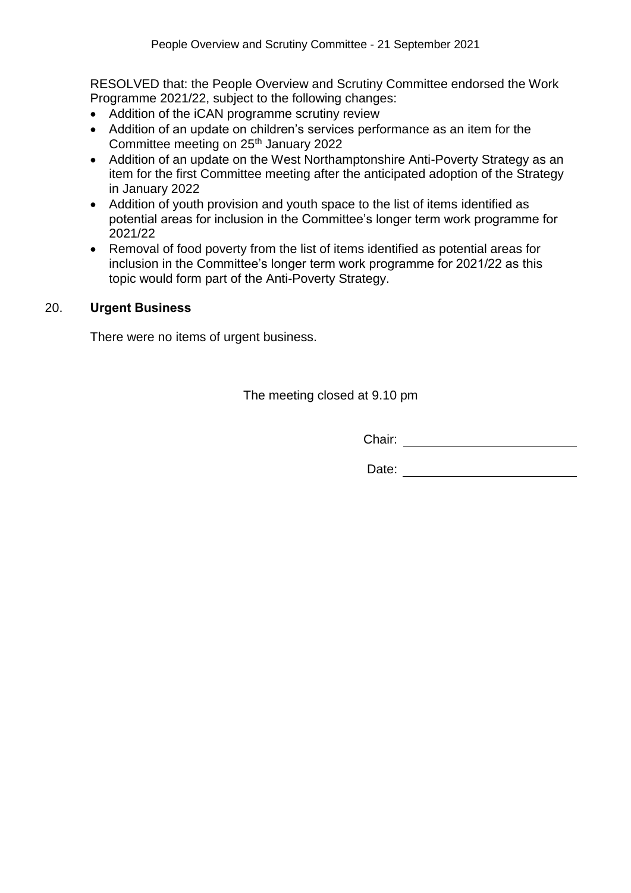RESOLVED that: the People Overview and Scrutiny Committee endorsed the Work Programme 2021/22, subject to the following changes:

- Addition of the iCAN programme scrutiny review
- Addition of an update on children's services performance as an item for the Committee meeting on 25th January 2022
- Addition of an update on the West Northamptonshire Anti-Poverty Strategy as an item for the first Committee meeting after the anticipated adoption of the Strategy in January 2022
- Addition of youth provision and youth space to the list of items identified as potential areas for inclusion in the Committee's longer term work programme for 2021/22
- Removal of food poverty from the list of items identified as potential areas for inclusion in the Committee's longer term work programme for 2021/22 as this topic would form part of the Anti-Poverty Strategy.

## 20. **Urgent Business**

There were no items of urgent business.

The meeting closed at 9.10 pm

Chair: ______________________

Date: ______________________